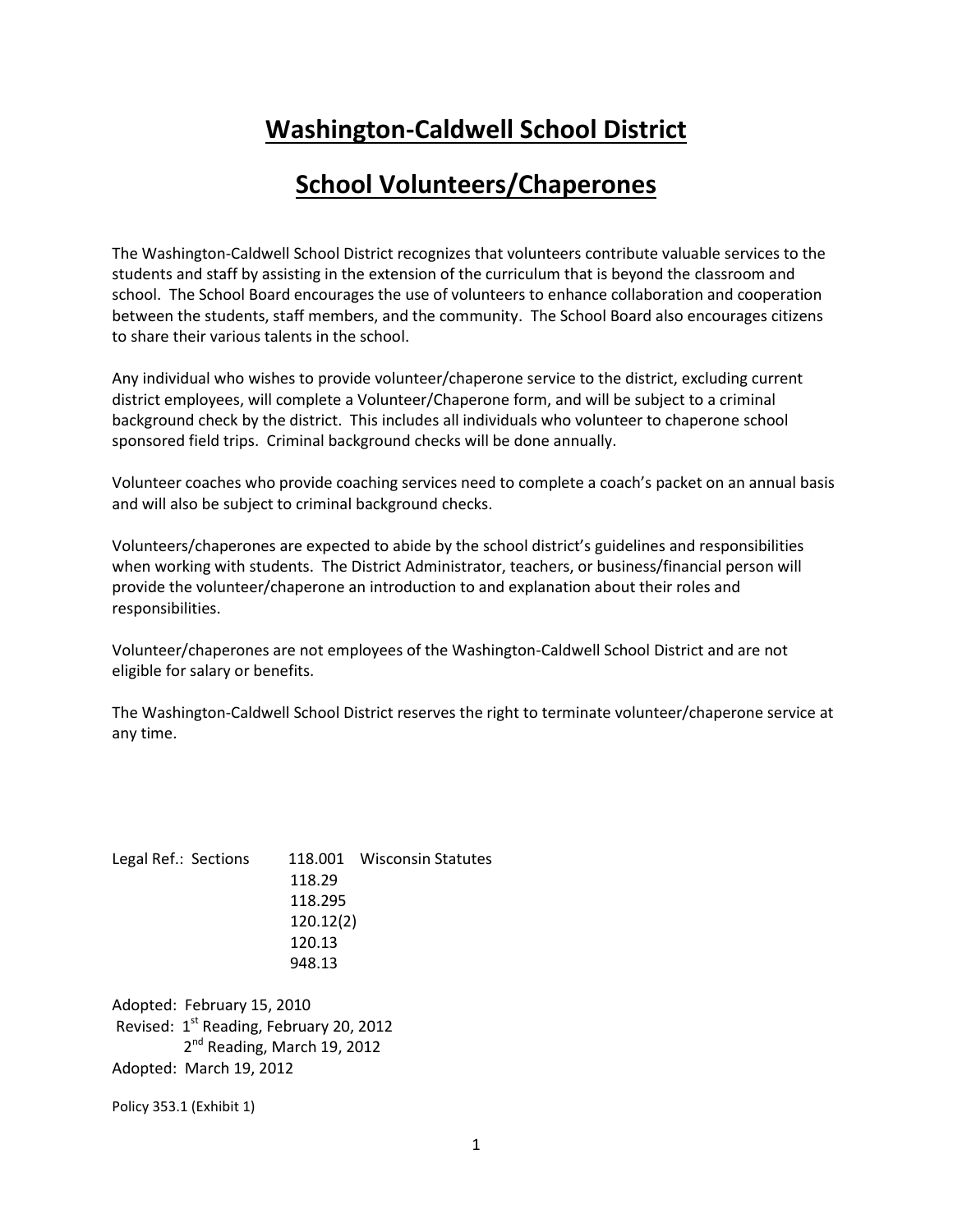# Washington-Caldwell School District

## School Volunteers/Chaperones

The Washington-Caldwell School District recognizes that volunteers contribute valuable services to the students and staff by assisting in the extension of the curriculum that is beyond the classroom and school. The School Board encourages the use of volunteers to enhance collaboration and cooperation between the students, staff members, and the community. The School Board also encourages citizens to share their various talents in the school.

Any individual who wishes to provide volunteer/chaperone service to the district, excluding current district employees, will complete a Volunteer/Chaperone form, and will be subject to a criminal background check by the district. This includes all individuals who volunteer to chaperone school sponsored field trips. Criminal background checks will be done annually.

Volunteer coaches who provide coaching services need to complete a coach's packet on an annual basis and will also be subject to criminal background checks.

Volunteers/chaperones are expected to abide by the school district's guidelines and responsibilities when working with students. The District Administrator, teachers, or business/financial person will provide the volunteer/chaperone an introduction to and explanation about their roles and responsibilities.

Volunteer/chaperones are not employees of the Washington-Caldwell School District and are not eligible for salary or benefits.

The Washington-Caldwell School District reserves the right to terminate volunteer/chaperone service at any time.

Legal Ref.: Sections 118.001 Wisconsin Statutes
118.29
118.295
120.12(2)
120.13
948.13

Adopted: February 15, 2010
Revised: 1st Reading, February 20, 2012
2nd Reading, March 19, 2012
Adopted: March 19, 2012

Policy 353.1 (Exhibit 1)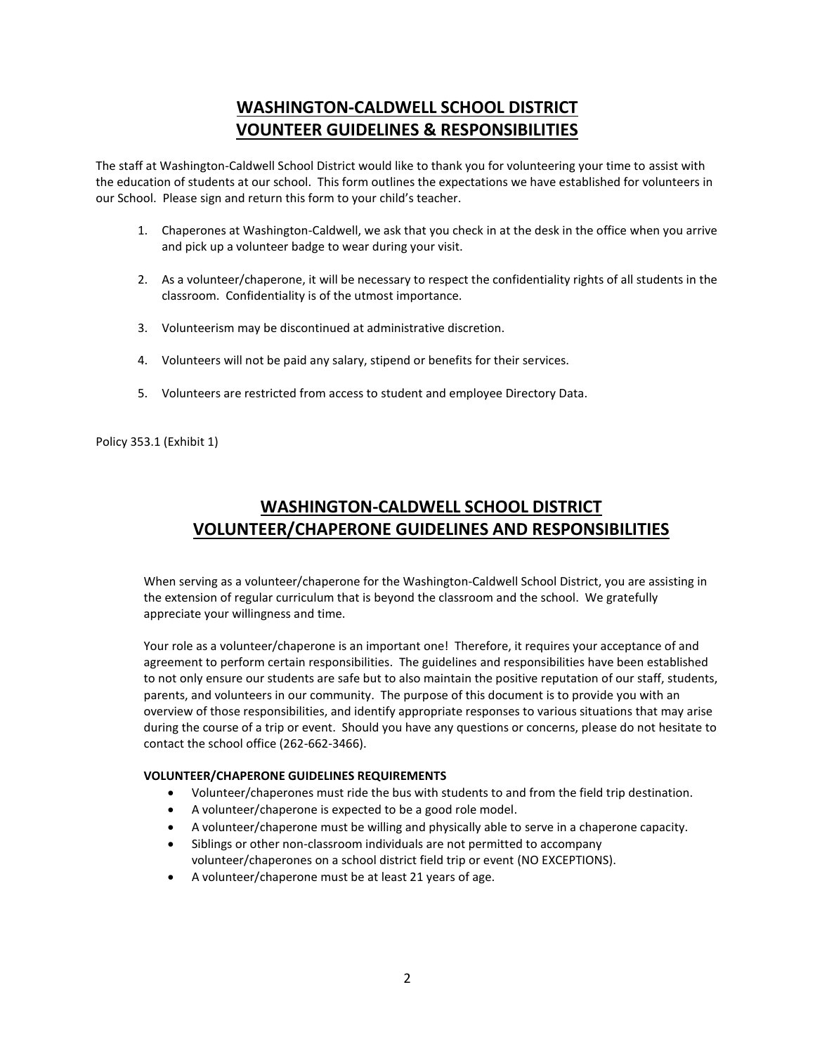# WASHINGTON-CALDWELL SCHOOL DISTRICT
# VOUNTEER GUIDELINES & RESPONSIBILITIES

The staff at Washington-Caldwell School District would like to thank you for volunteering your time to assist with the education of students at our school. This form outlines the expectations we have established for volunteers in our School. Please sign and return this form to your child's teacher.

1. Chaperones at Washington-Caldwell, we ask that you check in at the desk in the office when you arrive and pick up a volunteer badge to wear during your visit.
2. As a volunteer/chaperone, it will be necessary to respect the confidentiality rights of all students in the classroom. Confidentiality is of the utmost importance.
3. Volunteerism may be discontinued at administrative discretion.
4. Volunteers will not be paid any salary, stipend or benefits for their services.
5. Volunteers are restricted from access to student and employee Directory Data.

Policy 353.1 (Exhibit 1)

# WASHINGTON-CALDWELL SCHOOL DISTRICT
# VOLUNTEER/CHAPERONE GUIDELINES AND RESPONSIBILITIES

When serving as a volunteer/chaperone for the Washington-Caldwell School District, you are assisting in the extension of regular curriculum that is beyond the classroom and the school. We gratefully appreciate your willingness and time.

Your role as a volunteer/chaperone is an important one! Therefore, it requires your acceptance of and agreement to perform certain responsibilities. The guidelines and responsibilities have been established to not only ensure our students are safe but to also maintain the positive reputation of our staff, students, parents, and volunteers in our community. The purpose of this document is to provide you with an overview of those responsibilities, and identify appropriate responses to various situations that may arise during the course of a trip or event. Should you have any questions or concerns, please do not hesitate to contact the school office (262-662-3466).

**VOLUNTEER/CHAPERONE GUIDELINES REQUIREMENTS**

- Volunteer/chaperones must ride the bus with students to and from the field trip destination.
- A volunteer/chaperone is expected to be a good role model.
- A volunteer/chaperone must be willing and physically able to serve in a chaperone capacity.
- Siblings or other non-classroom individuals are not permitted to accompany volunteer/chaperones on a school district field trip or event (NO EXCEPTIONS).
- A volunteer/chaperone must be at least 21 years of age.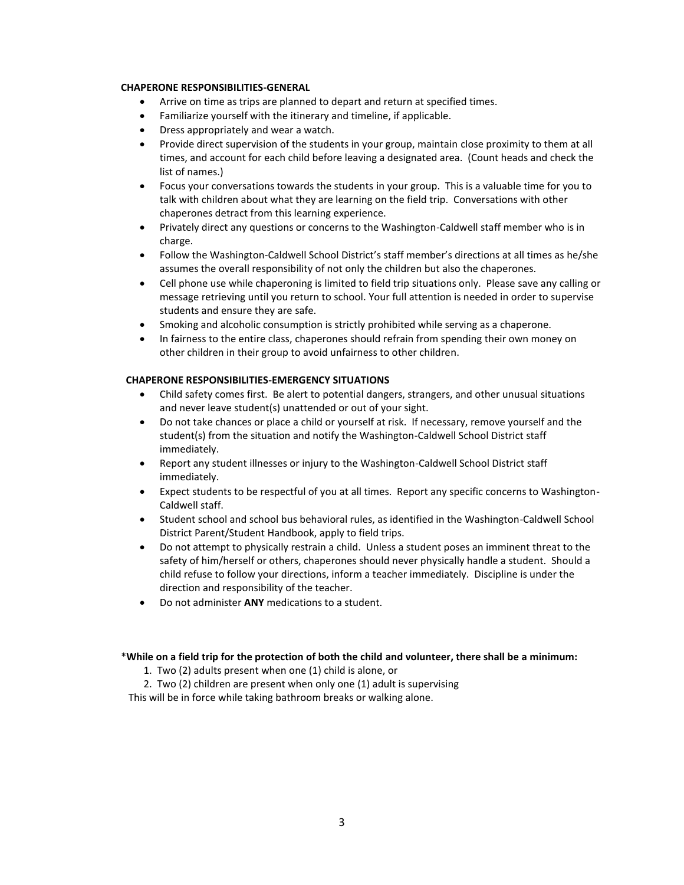**CHAPERONE RESPONSIBILITIES-GENERAL**

- Arrive on time as trips are planned to depart and return at specified times.
- Familiarize yourself with the itinerary and timeline, if applicable.
- Dress appropriately and wear a watch.
- Provide direct supervision of the students in your group, maintain close proximity to them at all times, and account for each child before leaving a designated area. (Count heads and check the list of names.)
- Focus your conversations towards the students in your group. This is a valuable time for you to talk with children about what they are learning on the field trip. Conversations with other chaperones detract from this learning experience.
- Privately direct any questions or concerns to the Washington-Caldwell staff member who is in charge.
- Follow the Washington-Caldwell School District's staff member's directions at all times as he/she assumes the overall responsibility of not only the children but also the chaperones.
- Cell phone use while chaperoning is limited to field trip situations only. Please save any calling or message retrieving until you return to school. Your full attention is needed in order to supervise students and ensure they are safe.
- Smoking and alcoholic consumption is strictly prohibited while serving as a chaperone.
- In fairness to the entire class, chaperones should refrain from spending their own money on other children in their group to avoid unfairness to other children.

**CHAPERONE RESPONSIBILITIES-EMERGENCY SITUATIONS**

- Child safety comes first. Be alert to potential dangers, strangers, and other unusual situations and never leave student(s) unattended or out of your sight.
- Do not take chances or place a child or yourself at risk. If necessary, remove yourself and the student(s) from the situation and notify the Washington-Caldwell School District staff immediately.
- Report any student illnesses or injury to the Washington-Caldwell School District staff immediately.
- Expect students to be respectful of you at all times. Report any specific concerns to Washington-Caldwell staff.
- Student school and school bus behavioral rules, as identified in the Washington-Caldwell School District Parent/Student Handbook, apply to field trips.
- Do not attempt to physically restrain a child. Unless a student poses an imminent threat to the safety of him/herself or others, chaperones should never physically handle a student. Should a child refuse to follow your directions, inform a teacher immediately. Discipline is under the direction and responsibility of the teacher.
- Do not administer **ANY** medications to a student.

\***While on a field trip for the protection of both the child and volunteer, there shall be a minimum:**

1. Two (2) adults present when one (1) child is alone, or
2. Two (2) children are present when only one (1) adult is supervising

This will be in force while taking bathroom breaks or walking alone.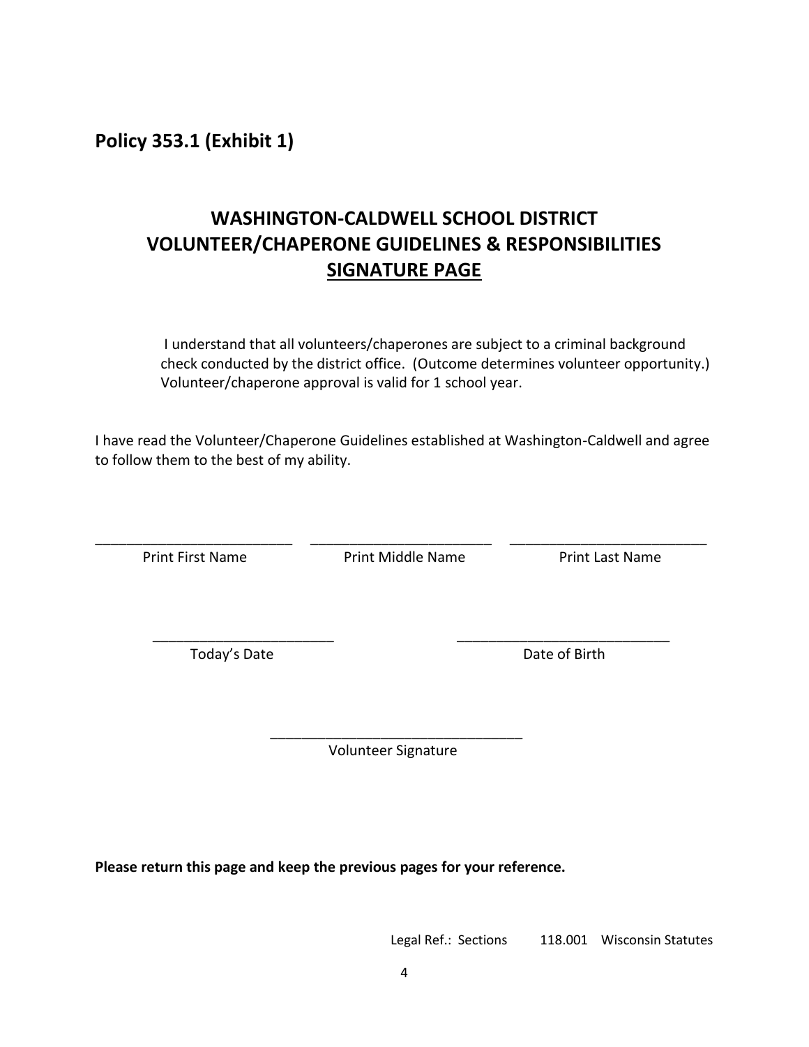**Policy 353.1 (Exhibit 1)**

## WASHINGTON-CALDWELL SCHOOL DISTRICT
## VOLUNTEER/CHAPERONE GUIDELINES & RESPONSIBILITIES
## SIGNATURE PAGE

I understand that all volunteers/chaperones are subject to a criminal background check conducted by the district office. (Outcome determines volunteer opportunity.) Volunteer/chaperone approval is valid for 1 school year.

I have read the Volunteer/Chaperone Guidelines established at Washington-Caldwell and agree to follow them to the best of my ability.

_________________________ _________________________ _________________________

Print First Name Print Middle Name Print Last Name

_________________________ _________________________

Today's Date Date of Birth

_________________________________

Volunteer Signature

**Please return this page and keep the previous pages for your reference.**

Legal Ref.: Sections 118.001 Wisconsin Statutes